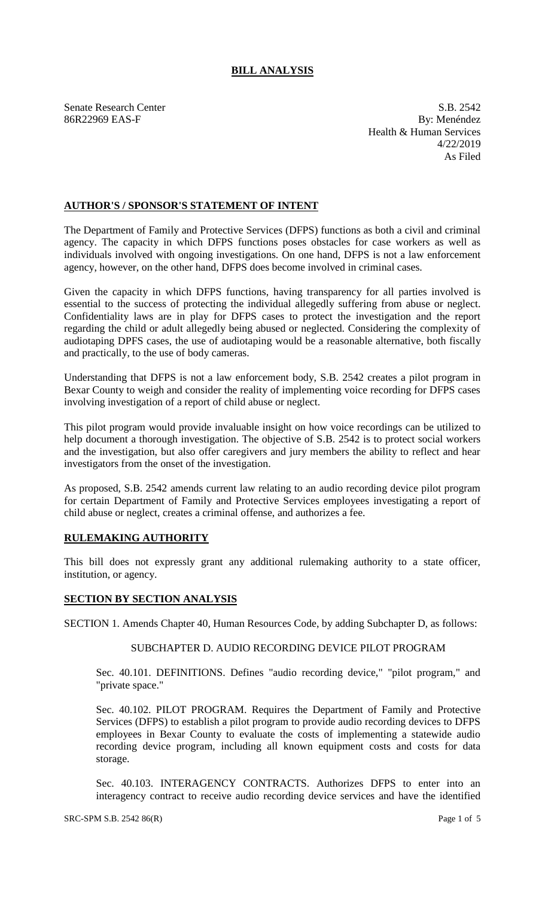# BILL ANALYSIS

Senate Research Center
86R22969 EAS-F

S.B. 2542
By: Menéndez
Health & Human Services
4/22/2019
As Filed

## AUTHOR'S / SPONSOR'S STATEMENT OF INTENT

The Department of Family and Protective Services (DFPS) functions as both a civil and criminal agency. The capacity in which DFPS functions poses obstacles for case workers as well as individuals involved with ongoing investigations. On one hand, DFPS is not a law enforcement agency, however, on the other hand, DFPS does become involved in criminal cases.

Given the capacity in which DFPS functions, having transparency for all parties involved is essential to the success of protecting the individual allegedly suffering from abuse or neglect. Confidentiality laws are in play for DFPS cases to protect the investigation and the report regarding the child or adult allegedly being abused or neglected. Considering the complexity of audiotaping DPFS cases, the use of audiotaping would be a reasonable alternative, both fiscally and practically, to the use of body cameras.

Understanding that DFPS is not a law enforcement body, S.B. 2542 creates a pilot program in Bexar County to weigh and consider the reality of implementing voice recording for DFPS cases involving investigation of a report of child abuse or neglect.

This pilot program would provide invaluable insight on how voice recordings can be utilized to help document a thorough investigation. The objective of S.B. 2542 is to protect social workers and the investigation, but also offer caregivers and jury members the ability to reflect and hear investigators from the onset of the investigation.

As proposed, S.B. 2542 amends current law relating to an audio recording device pilot program for certain Department of Family and Protective Services employees investigating a report of child abuse or neglect, creates a criminal offense, and authorizes a fee.

## RULEMAKING AUTHORITY

This bill does not expressly grant any additional rulemaking authority to a state officer, institution, or agency.

## SECTION BY SECTION ANALYSIS

SECTION 1. Amends Chapter 40, Human Resources Code, by adding Subchapter D, as follows:

SUBCHAPTER D. AUDIO RECORDING DEVICE PILOT PROGRAM

Sec. 40.101. DEFINITIONS. Defines "audio recording device," "pilot program," and "private space."

Sec. 40.102. PILOT PROGRAM. Requires the Department of Family and Protective Services (DFPS) to establish a pilot program to provide audio recording devices to DFPS employees in Bexar County to evaluate the costs of implementing a statewide audio recording device program, including all known equipment costs and costs for data storage.

Sec. 40.103. INTERAGENCY CONTRACTS. Authorizes DFPS to enter into an interagency contract to receive audio recording device services and have the identified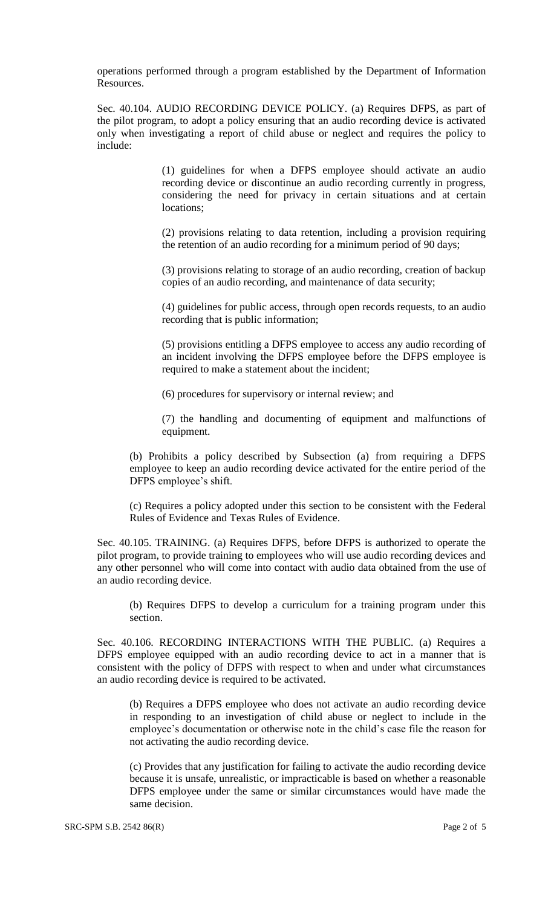operations performed through a program established by the Department of Information Resources.

Sec. 40.104. AUDIO RECORDING DEVICE POLICY. (a) Requires DFPS, as part of the pilot program, to adopt a policy ensuring that an audio recording device is activated only when investigating a report of child abuse or neglect and requires the policy to include:

> (1) guidelines for when a DFPS employee should activate an audio recording device or discontinue an audio recording currently in progress, considering the need for privacy in certain situations and at certain locations;
>
> (2) provisions relating to data retention, including a provision requiring the retention of an audio recording for a minimum period of 90 days;
>
> (3) provisions relating to storage of an audio recording, creation of backup copies of an audio recording, and maintenance of data security;
>
> (4) guidelines for public access, through open records requests, to an audio recording that is public information;
>
> (5) provisions entitling a DFPS employee to access any audio recording of an incident involving the DFPS employee before the DFPS employee is required to make a statement about the incident;
>
> (6) procedures for supervisory or internal review; and
>
> (7) the handling and documenting of equipment and malfunctions of equipment.

(b) Prohibits a policy described by Subsection (a) from requiring a DFPS employee to keep an audio recording device activated for the entire period of the DFPS employee's shift.

(c) Requires a policy adopted under this section to be consistent with the Federal Rules of Evidence and Texas Rules of Evidence.

Sec. 40.105. TRAINING. (a) Requires DFPS, before DFPS is authorized to operate the pilot program, to provide training to employees who will use audio recording devices and any other personnel who will come into contact with audio data obtained from the use of an audio recording device.

(b) Requires DFPS to develop a curriculum for a training program under this section.

Sec. 40.106. RECORDING INTERACTIONS WITH THE PUBLIC. (a) Requires a DFPS employee equipped with an audio recording device to act in a manner that is consistent with the policy of DFPS with respect to when and under what circumstances an audio recording device is required to be activated.

(b) Requires a DFPS employee who does not activate an audio recording device in responding to an investigation of child abuse or neglect to include in the employee's documentation or otherwise note in the child's case file the reason for not activating the audio recording device.

(c) Provides that any justification for failing to activate the audio recording device because it is unsafe, unrealistic, or impracticable is based on whether a reasonable DFPS employee under the same or similar circumstances would have made the same decision.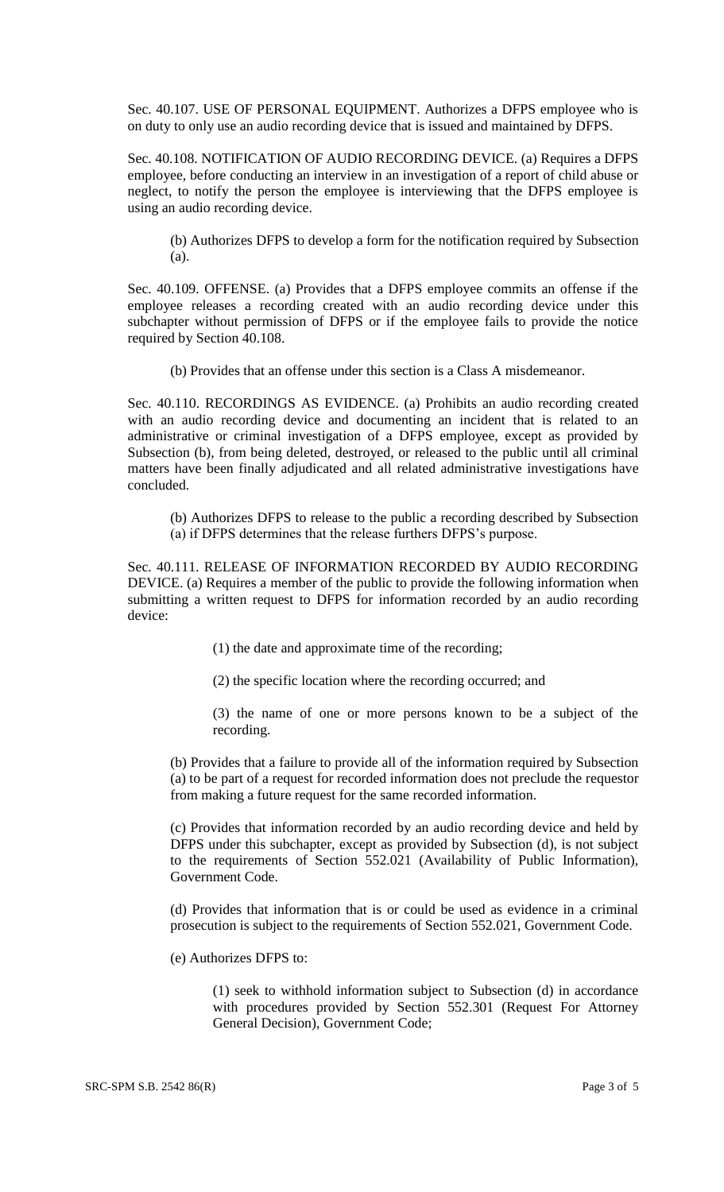Sec. 40.107. USE OF PERSONAL EQUIPMENT. Authorizes a DFPS employee who is on duty to only use an audio recording device that is issued and maintained by DFPS.

Sec. 40.108. NOTIFICATION OF AUDIO RECORDING DEVICE. (a) Requires a DFPS employee, before conducting an interview in an investigation of a report of child abuse or neglect, to notify the person the employee is interviewing that the DFPS employee is using an audio recording device.

(b) Authorizes DFPS to develop a form for the notification required by Subsection (a).

Sec. 40.109. OFFENSE. (a) Provides that a DFPS employee commits an offense if the employee releases a recording created with an audio recording device under this subchapter without permission of DFPS or if the employee fails to provide the notice required by Section 40.108.

(b) Provides that an offense under this section is a Class A misdemeanor.

Sec. 40.110. RECORDINGS AS EVIDENCE. (a) Prohibits an audio recording created with an audio recording device and documenting an incident that is related to an administrative or criminal investigation of a DFPS employee, except as provided by Subsection (b), from being deleted, destroyed, or released to the public until all criminal matters have been finally adjudicated and all related administrative investigations have concluded.

(b) Authorizes DFPS to release to the public a recording described by Subsection (a) if DFPS determines that the release furthers DFPS's purpose.

Sec. 40.111. RELEASE OF INFORMATION RECORDED BY AUDIO RECORDING DEVICE. (a) Requires a member of the public to provide the following information when submitting a written request to DFPS for information recorded by an audio recording device:

(1) the date and approximate time of the recording;

(2) the specific location where the recording occurred; and

(3) the name of one or more persons known to be a subject of the recording.

(b) Provides that a failure to provide all of the information required by Subsection (a) to be part of a request for recorded information does not preclude the requestor from making a future request for the same recorded information.

(c) Provides that information recorded by an audio recording device and held by DFPS under this subchapter, except as provided by Subsection (d), is not subject to the requirements of Section 552.021 (Availability of Public Information), Government Code.

(d) Provides that information that is or could be used as evidence in a criminal prosecution is subject to the requirements of Section 552.021, Government Code.

(e) Authorizes DFPS to:

(1) seek to withhold information subject to Subsection (d) in accordance with procedures provided by Section 552.301 (Request For Attorney General Decision), Government Code;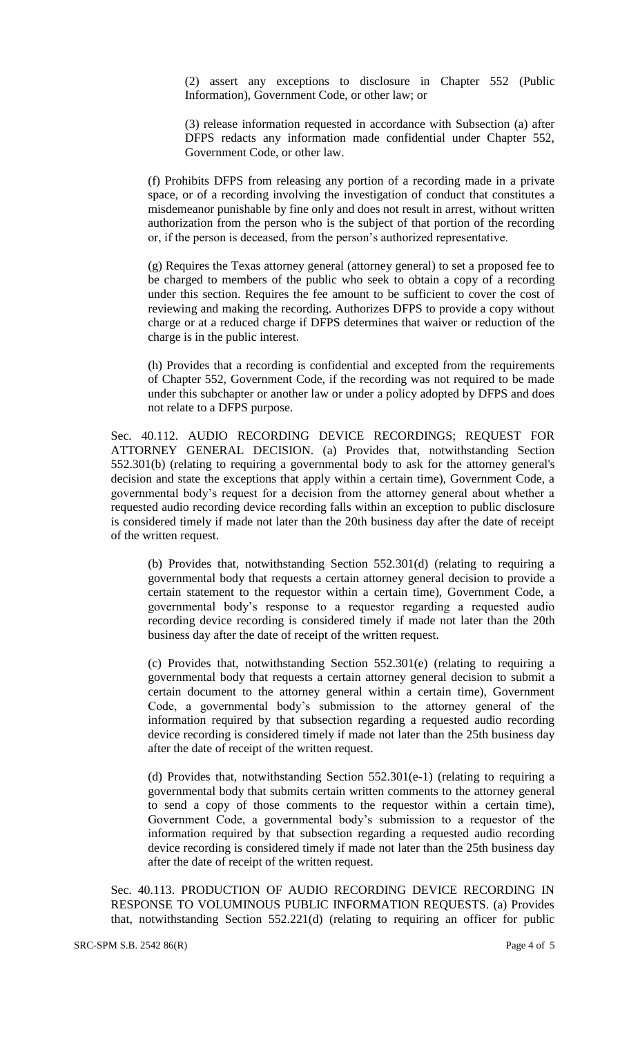(2) assert any exceptions to disclosure in Chapter 552 (Public Information), Government Code, or other law; or

(3) release information requested in accordance with Subsection (a) after DFPS redacts any information made confidential under Chapter 552, Government Code, or other law.

(f) Prohibits DFPS from releasing any portion of a recording made in a private space, or of a recording involving the investigation of conduct that constitutes a misdemeanor punishable by fine only and does not result in arrest, without written authorization from the person who is the subject of that portion of the recording or, if the person is deceased, from the person's authorized representative.

(g) Requires the Texas attorney general (attorney general) to set a proposed fee to be charged to members of the public who seek to obtain a copy of a recording under this section. Requires the fee amount to be sufficient to cover the cost of reviewing and making the recording. Authorizes DFPS to provide a copy without charge or at a reduced charge if DFPS determines that waiver or reduction of the charge is in the public interest.

(h) Provides that a recording is confidential and excepted from the requirements of Chapter 552, Government Code, if the recording was not required to be made under this subchapter or another law or under a policy adopted by DFPS and does not relate to a DFPS purpose.

Sec. 40.112. AUDIO RECORDING DEVICE RECORDINGS; REQUEST FOR ATTORNEY GENERAL DECISION. (a) Provides that, notwithstanding Section 552.301(b) (relating to requiring a governmental body to ask for the attorney general's decision and state the exceptions that apply within a certain time), Government Code, a governmental body's request for a decision from the attorney general about whether a requested audio recording device recording falls within an exception to public disclosure is considered timely if made not later than the 20th business day after the date of receipt of the written request.

(b) Provides that, notwithstanding Section 552.301(d) (relating to requiring a governmental body that requests a certain attorney general decision to provide a certain statement to the requestor within a certain time), Government Code, a governmental body's response to a requestor regarding a requested audio recording device recording is considered timely if made not later than the 20th business day after the date of receipt of the written request.

(c) Provides that, notwithstanding Section 552.301(e) (relating to requiring a governmental body that requests a certain attorney general decision to submit a certain document to the attorney general within a certain time), Government Code, a governmental body's submission to the attorney general of the information required by that subsection regarding a requested audio recording device recording is considered timely if made not later than the 25th business day after the date of receipt of the written request.

(d) Provides that, notwithstanding Section 552.301(e-1) (relating to requiring a governmental body that submits certain written comments to the attorney general to send a copy of those comments to the requestor within a certain time), Government Code, a governmental body's submission to a requestor of the information required by that subsection regarding a requested audio recording device recording is considered timely if made not later than the 25th business day after the date of receipt of the written request.

Sec. 40.113. PRODUCTION OF AUDIO RECORDING DEVICE RECORDING IN RESPONSE TO VOLUMINOUS PUBLIC INFORMATION REQUESTS. (a) Provides that, notwithstanding Section 552.221(d) (relating to requiring an officer for public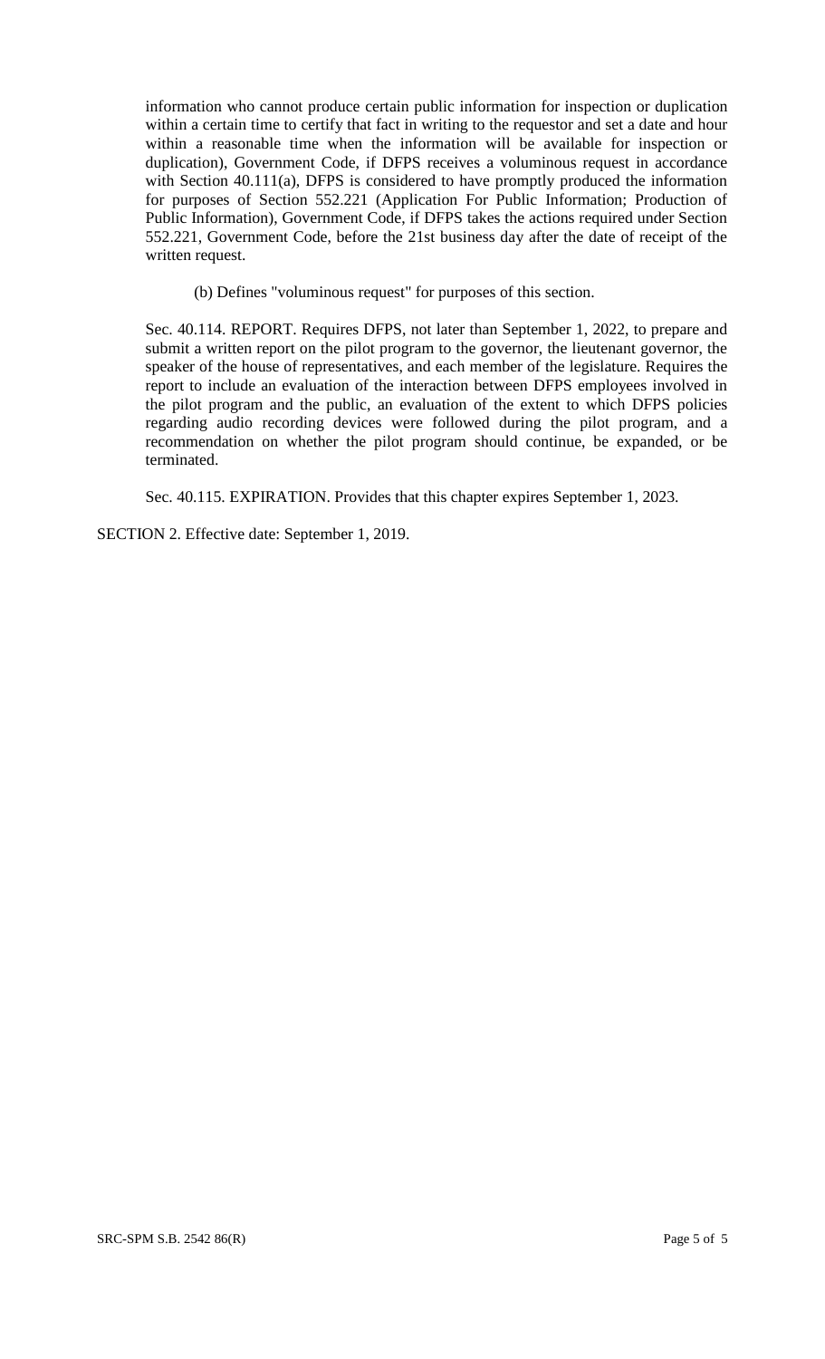information who cannot produce certain public information for inspection or duplication within a certain time to certify that fact in writing to the requestor and set a date and hour within a reasonable time when the information will be available for inspection or duplication), Government Code, if DFPS receives a voluminous request in accordance with Section 40.111(a), DFPS is considered to have promptly produced the information for purposes of Section 552.221 (Application For Public Information; Production of Public Information), Government Code, if DFPS takes the actions required under Section 552.221, Government Code, before the 21st business day after the date of receipt of the written request.

(b) Defines "voluminous request" for purposes of this section.

Sec. 40.114. REPORT. Requires DFPS, not later than September 1, 2022, to prepare and submit a written report on the pilot program to the governor, the lieutenant governor, the speaker of the house of representatives, and each member of the legislature. Requires the report to include an evaluation of the interaction between DFPS employees involved in the pilot program and the public, an evaluation of the extent to which DFPS policies regarding audio recording devices were followed during the pilot program, and a recommendation on whether the pilot program should continue, be expanded, or be terminated.

Sec. 40.115. EXPIRATION. Provides that this chapter expires September 1, 2023.

SECTION 2. Effective date: September 1, 2019.